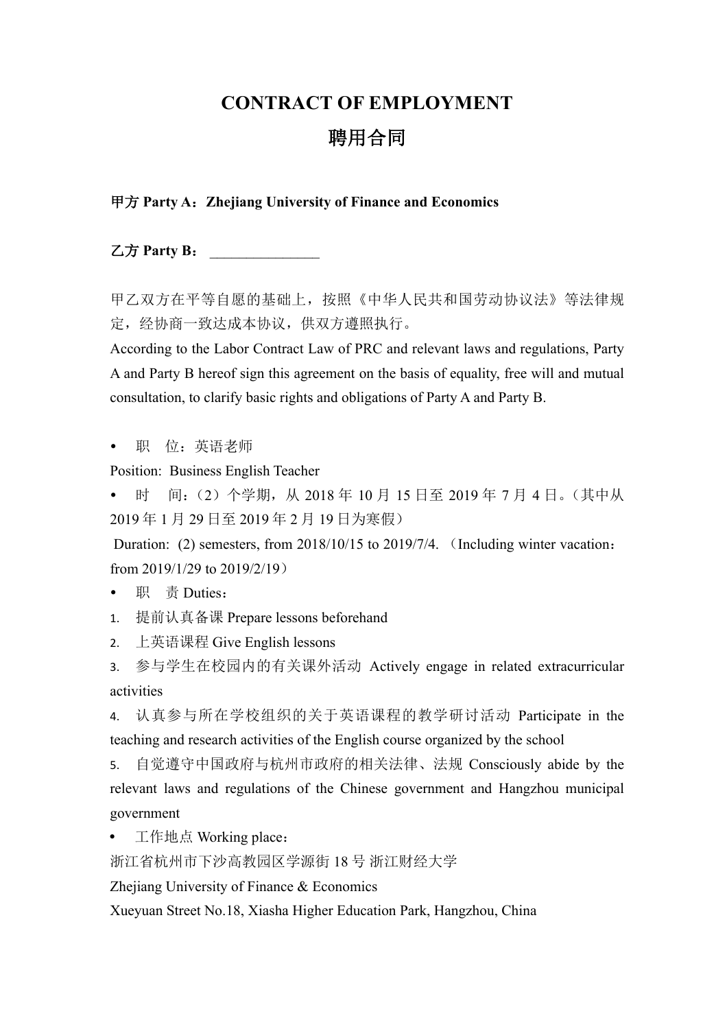# CONTRACT OF EMPLOYMENT

# 聘用合同

**甲方 Party A：Zhejiang University of Finance and Economics**

**乙方 Party B：** _______________

甲乙双方在平等自愿的基础上，按照《中华人民共和国劳动协议法》等法律规定，经协商一致达成本协议，供双方遵照执行。

According to the Labor Contract Law of PRC and relevant laws and regulations, Party A and Party B hereof sign this agreement on the basis of equality, free will and mutual consultation, to clarify basic rights and obligations of Party A and Party B.

- 职　位：英语老师

Position: Business English Teacher

- 时　间：（2）个学期，从 2018 年 10 月 15 日至 2019 年 7 月 4 日。（其中从 2019 年 1 月 29 日至 2019 年 2 月 19 日为寒假）

Duration: (2) semesters, from 2018/10/15 to 2019/7/4. （Including winter vacation：from 2019/1/29 to 2019/2/19）

- 职　责 Duties：

1. 提前认真备课 Prepare lessons beforehand
2. 上英语课程 Give English lessons
3. 参与学生在校园内的有关课外活动 Actively engage in related extracurricular activities
4. 认真参与所在学校组织的关于英语课程的教学研讨活动 Participate in the teaching and research activities of the English course organized by the school
5. 自觉遵守中国政府与杭州市政府的相关法律、法规 Consciously abide by the relevant laws and regulations of the Chinese government and Hangzhou municipal government

- 工作地点 Working place：

浙江省杭州市下沙高教园区学源街 18 号 浙江财经大学

Zhejiang University of Finance & Economics

Xueyuan Street No.18, Xiasha Higher Education Park, Hangzhou, China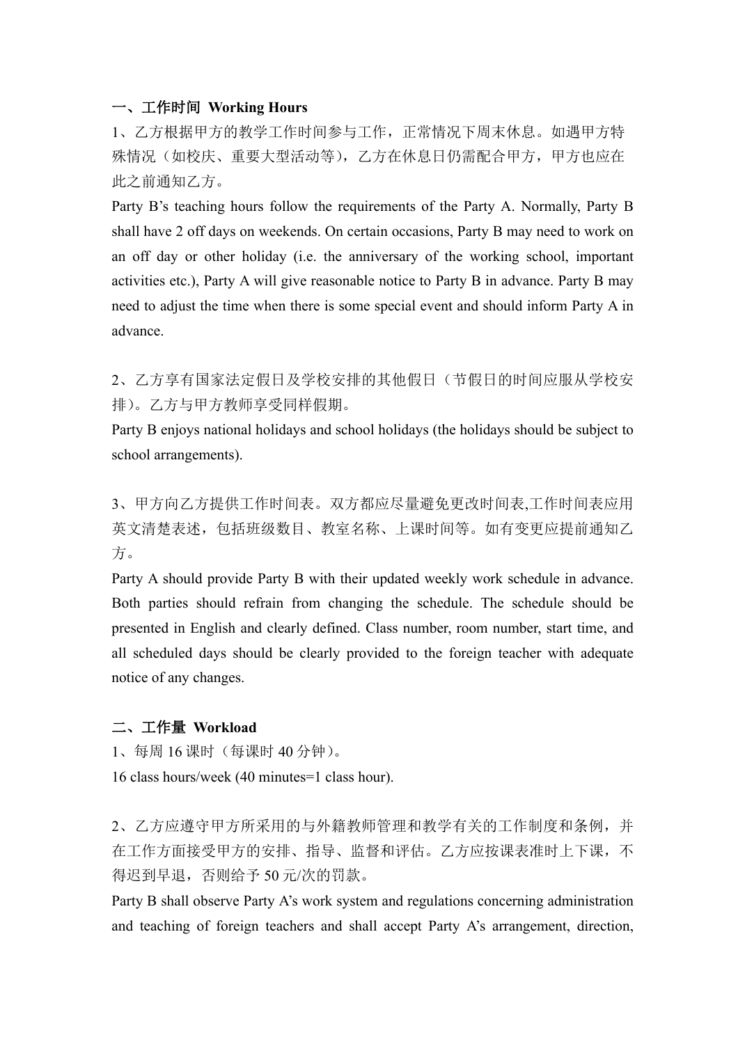## 一、工作时间 Working Hours

1、乙方根据甲方的教学工作时间参与工作，正常情况下周末休息。如遇甲方特殊情况（如校庆、重要大型活动等），乙方在休息日仍需配合甲方，甲方也应在此之前通知乙方。

Party B’s teaching hours follow the requirements of the Party A. Normally, Party B shall have 2 off days on weekends. On certain occasions, Party B may need to work on an off day or other holiday (i.e. the anniversary of the working school, important activities etc.), Party A will give reasonable notice to Party B in advance. Party B may need to adjust the time when there is some special event and should inform Party A in advance.

2、乙方享有国家法定假日及学校安排的其他假日（节假日的时间应服从学校安排）。乙方与甲方教师享受同样假期。

Party B enjoys national holidays and school holidays (the holidays should be subject to school arrangements).

3、甲方向乙方提供工作时间表。双方都应尽量避免更改时间表,工作时间表应用英文清楚表述，包括班级数目、教室名称、上课时间等。如有变更应提前通知乙方。

Party A should provide Party B with their updated weekly work schedule in advance. Both parties should refrain from changing the schedule. The schedule should be presented in English and clearly defined. Class number, room number, start time, and all scheduled days should be clearly provided to the foreign teacher with adequate notice of any changes.

## 二、工作量 Workload

1、每周 16 课时（每课时 40 分钟）。

16 class hours/week (40 minutes=1 class hour).

2、乙方应遵守甲方所采用的与外籍教师管理和教学有关的工作制度和条例，并在工作方面接受甲方的安排、指导、监督和评估。乙方应按课表准时上下课，不得迟到早退，否则给予 50 元/次的罚款。

Party B shall observe Party A’s work system and regulations concerning administration and teaching of foreign teachers and shall accept Party A’s arrangement, direction,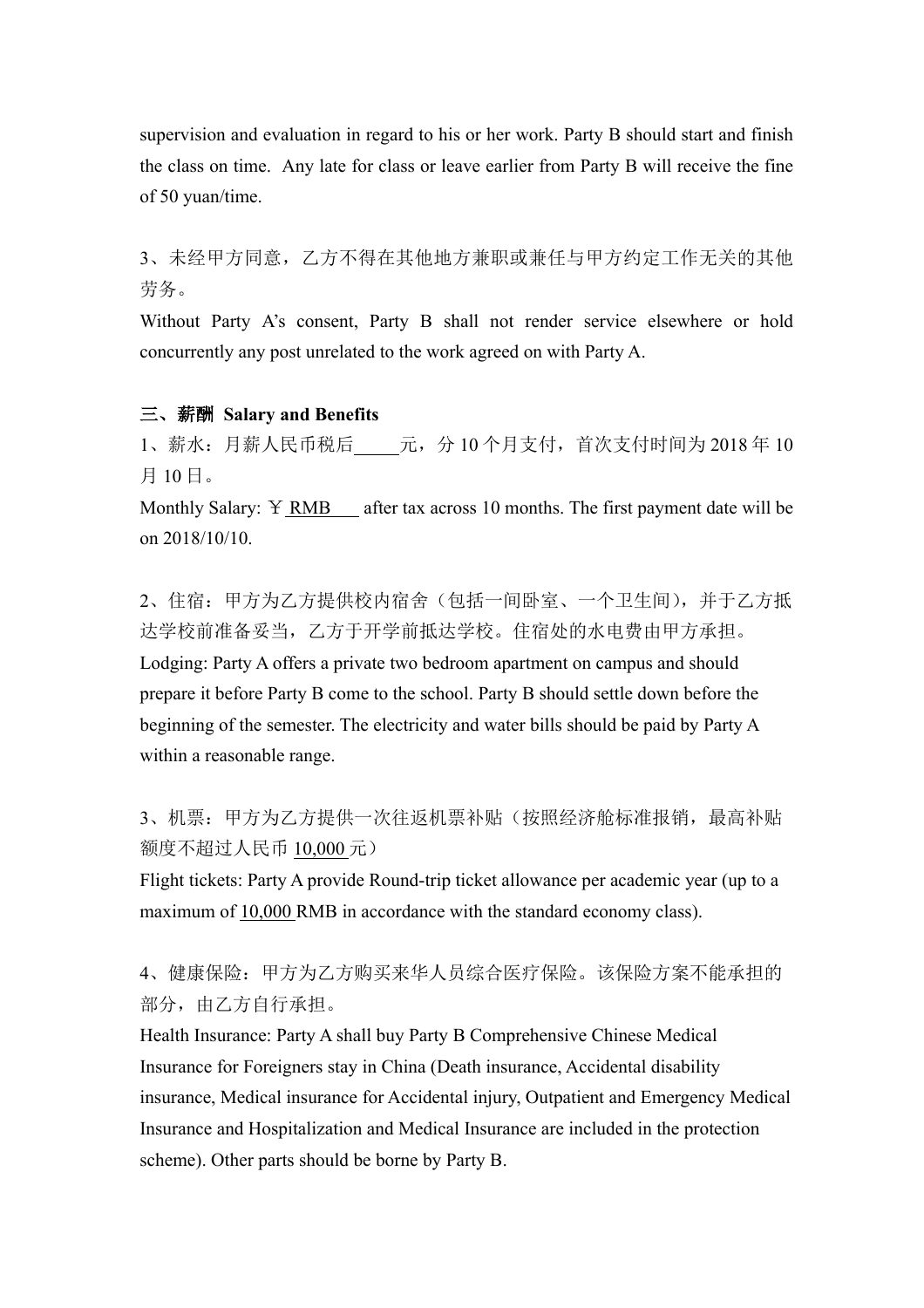supervision and evaluation in regard to his or her work. Party B should start and finish the class on time. Any late for class or leave earlier from Party B will receive the fine of 50 yuan/time.

3、未经甲方同意，乙方不得在其他地方兼职或兼任与甲方约定工作无关的其他劳务。
Without Party A's consent, Party B shall not render service elsewhere or hold concurrently any post unrelated to the work agreed on with Party A.

**三、薪酬 Salary and Benefits**

1、薪水：月薪人民币税后_____元，分 10 个月支付，首次支付时间为 2018 年 10 月 10 日。
Monthly Salary: ￥ RMB____ after tax across 10 months. The first payment date will be on 2018/10/10.

2、住宿：甲方为乙方提供校内宿舍（包括一间卧室、一个卫生间），并于乙方抵达学校前准备妥当，乙方于开学前抵达学校。住宿处的水电费由甲方承担。
Lodging: Party A offers a private two bedroom apartment on campus and should prepare it before Party B come to the school. Party B should settle down before the beginning of the semester. The electricity and water bills should be paid by Party A within a reasonable range.

3、机票：甲方为乙方提供一次往返机票补贴（按照经济舱标准报销，最高补贴额度不超过人民币 10,000 元）
Flight tickets: Party A provide Round-trip ticket allowance per academic year (up to a maximum of 10,000 RMB in accordance with the standard economy class).

4、健康保险：甲方为乙方购买来华人员综合医疗保险。该保险方案不能承担的部分，由乙方自行承担。
Health Insurance: Party A shall buy Party B Comprehensive Chinese Medical Insurance for Foreigners stay in China (Death insurance, Accidental disability insurance, Medical insurance for Accidental injury, Outpatient and Emergency Medical Insurance and Hospitalization and Medical Insurance are included in the protection scheme). Other parts should be borne by Party B.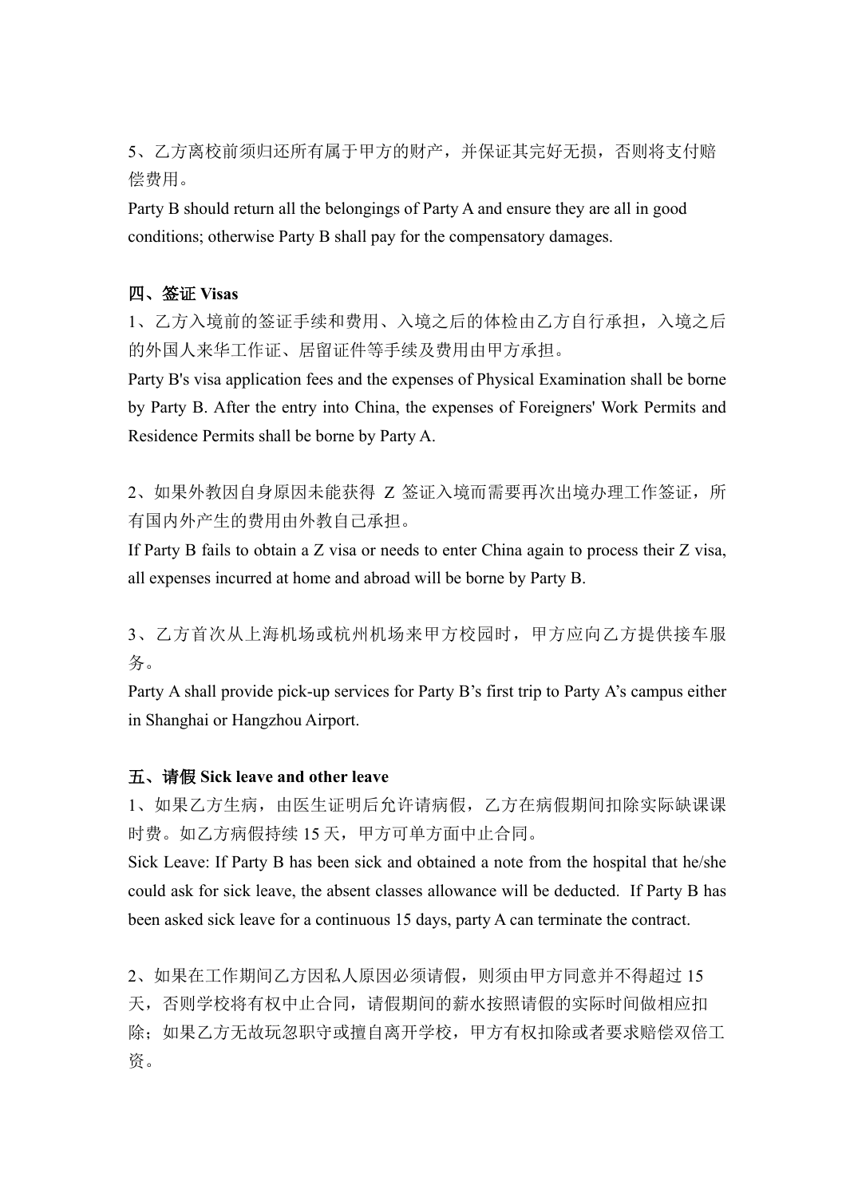5、乙方离校前须归还所有属于甲方的财产，并保证其完好无损，否则将支付赔偿费用。

Party B should return all the belongings of Party A and ensure they are all in good conditions; otherwise Party B shall pay for the compensatory damages.

**四、签证 Visas**

1、乙方入境前的签证手续和费用、入境之后的体检由乙方自行承担，入境之后的外国人来华工作证、居留证件等手续及费用由甲方承担。

Party B's visa application fees and the expenses of Physical Examination shall be borne by Party B. After the entry into China, the expenses of Foreigners' Work Permits and Residence Permits shall be borne by Party A.

2、如果外教因自身原因未能获得 Z 签证入境而需要再次出境办理工作签证，所有国内外产生的费用由外教自己承担。

If Party B fails to obtain a Z visa or needs to enter China again to process their Z visa, all expenses incurred at home and abroad will be borne by Party B.

3、乙方首次从上海机场或杭州机场来甲方校园时，甲方应向乙方提供接车服务。

Party A shall provide pick-up services for Party B's first trip to Party A's campus either in Shanghai or Hangzhou Airport.

**五、请假 Sick leave and other leave**

1、如果乙方生病，由医生证明后允许请病假，乙方在病假期间扣除实际缺课课时费。如乙方病假持续 15 天，甲方可单方面中止合同。

Sick Leave: If Party B has been sick and obtained a note from the hospital that he/she could ask for sick leave, the absent classes allowance will be deducted. If Party B has been asked sick leave for a continuous 15 days, party A can terminate the contract.

2、如果在工作期间乙方因私人原因必须请假，则须由甲方同意并不得超过 15 天，否则学校将有权中止合同，请假期间的薪水按照请假的实际时间做相应扣除；如果乙方无故玩忽职守或擅自离开学校，甲方有权扣除或者要求赔偿双倍工资。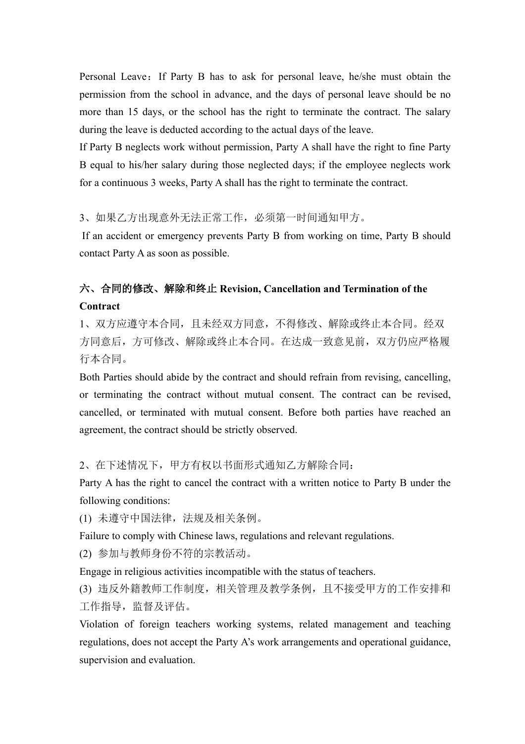Personal Leave：If Party B has to ask for personal leave, he/she must obtain the permission from the school in advance, and the days of personal leave should be no more than 15 days, or the school has the right to terminate the contract. The salary during the leave is deducted according to the actual days of the leave.

If Party B neglects work without permission, Party A shall have the right to fine Party B equal to his/her salary during those neglected days; if the employee neglects work for a continuous 3 weeks, Party A shall has the right to terminate the contract.

3、如果乙方出现意外无法正常工作，必须第一时间通知甲方。

If an accident or emergency prevents Party B from working on time, Party B should contact Party A as soon as possible.

**六、合同的修改、解除和终止 Revision, Cancellation and Termination of the Contract**

1、双方应遵守本合同，且未经双方同意，不得修改、解除或终止本合同。经双方同意后，方可修改、解除或终止本合同。在达成一致意见前，双方仍应严格履行本合同。

Both Parties should abide by the contract and should refrain from revising, cancelling, or terminating the contract without mutual consent. The contract can be revised, cancelled, or terminated with mutual consent. Before both parties have reached an agreement, the contract should be strictly observed.

2、在下述情况下，甲方有权以书面形式通知乙方解除合同：

Party A has the right to cancel the contract with a written notice to Party B under the following conditions:

(1) 未遵守中国法律，法规及相关条例。

Failure to comply with Chinese laws, regulations and relevant regulations.

(2) 参加与教师身份不符的宗教活动。

Engage in religious activities incompatible with the status of teachers.

(3) 违反外籍教师工作制度，相关管理及教学条例，且不接受甲方的工作安排和工作指导，监督及评估。

Violation of foreign teachers working systems, related management and teaching regulations, does not accept the Party A's work arrangements and operational guidance, supervision and evaluation.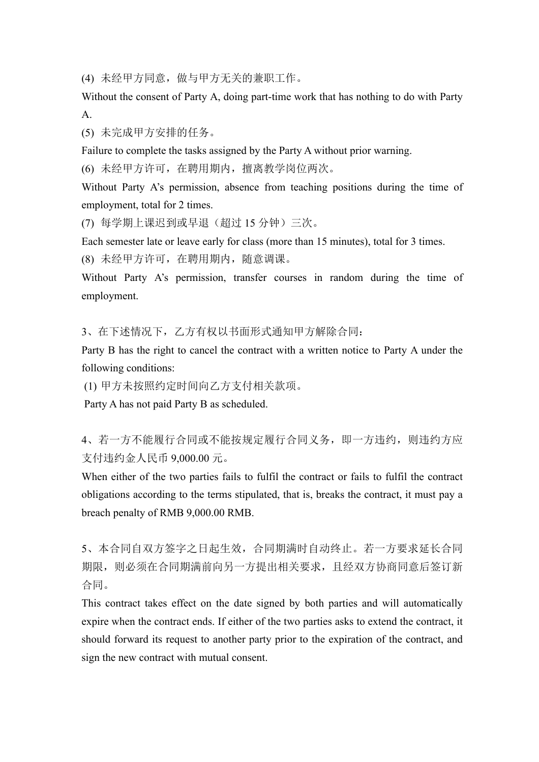(4) 未经甲方同意，做与甲方无关的兼职工作。

Without the consent of Party A, doing part-time work that has nothing to do with Party A.

(5) 未完成甲方安排的任务。

Failure to complete the tasks assigned by the Party A without prior warning.

(6) 未经甲方许可，在聘用期内，擅离教学岗位两次。

Without Party A's permission, absence from teaching positions during the time of employment, total for 2 times.

(7) 每学期上课迟到或早退（超过 15 分钟）三次。

Each semester late or leave early for class (more than 15 minutes), total for 3 times.

(8) 未经甲方许可，在聘用期内，随意调课。

Without Party A's permission, transfer courses in random during the time of employment.

3、在下述情况下，乙方有权以书面形式通知甲方解除合同：

Party B has the right to cancel the contract with a written notice to Party A under the following conditions:

(1) 甲方未按照约定时间向乙方支付相关款项。

Party A has not paid Party B as scheduled.

4、若一方不能履行合同或不能按规定履行合同义务，即一方违约，则违约方应支付违约金人民币 9,000.00 元。

When either of the two parties fails to fulfil the contract or fails to fulfil the contract obligations according to the terms stipulated, that is, breaks the contract, it must pay a breach penalty of RMB 9,000.00 RMB.

5、本合同自双方签字之日起生效，合同期满时自动终止。若一方要求延长合同期限，则必须在合同期满前向另一方提出相关要求，且经双方协商同意后签订新合同。

This contract takes effect on the date signed by both parties and will automatically expire when the contract ends. If either of the two parties asks to extend the contract, it should forward its request to another party prior to the expiration of the contract, and sign the new contract with mutual consent.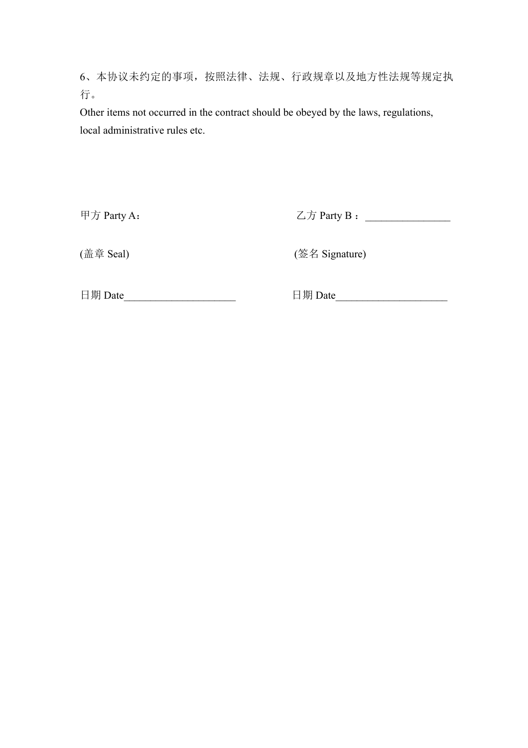6、本协议未约定的事项，按照法律、法规、行政规章以及地方性法规等规定执行。

Other items not occurred in the contract should be obeyed by the laws, regulations, local administrative rules etc.

甲方 Party A：

(盖章 Seal)

日期 Date_____________________

乙方 Party B：________________

(签名 Signature)

日期 Date_____________________